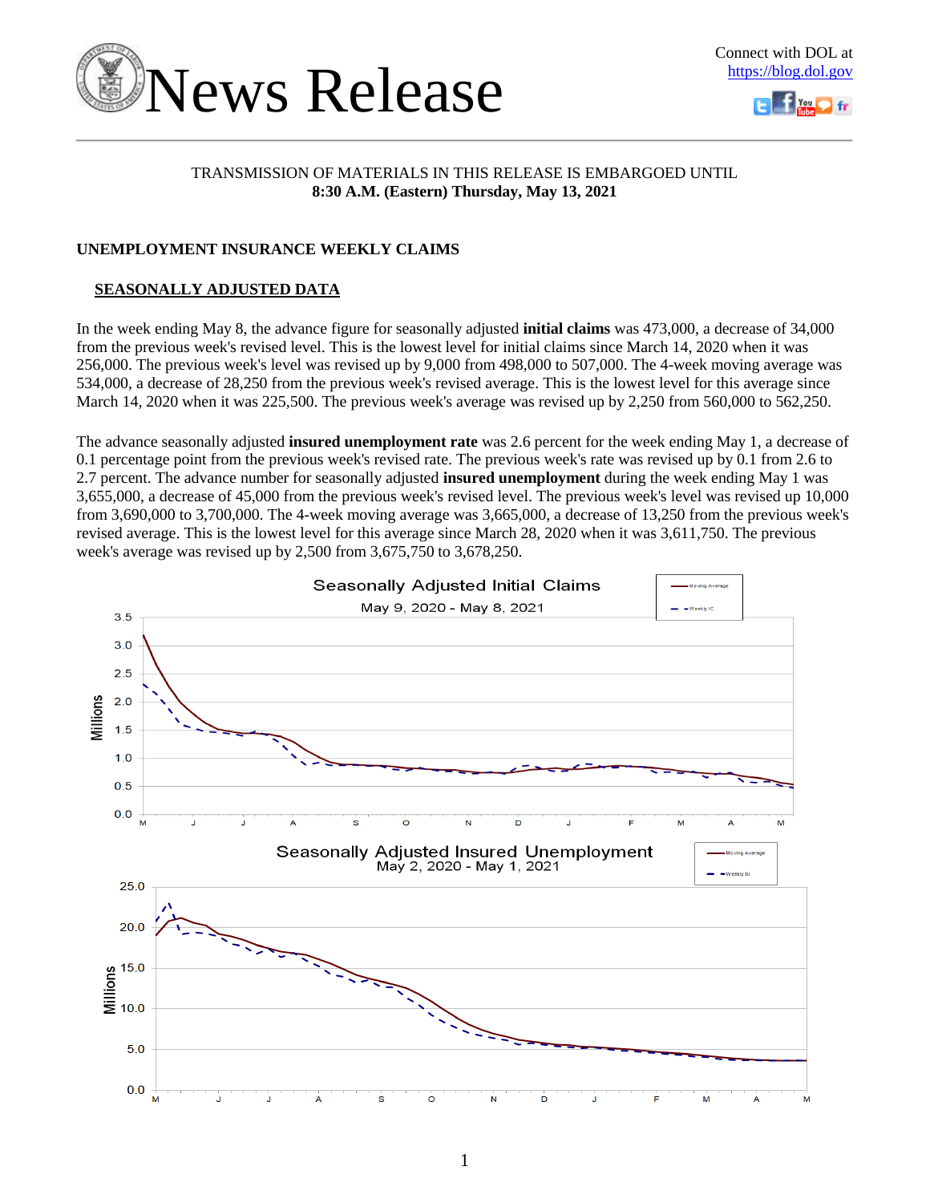# News Release

Connect with DOL at https://blog.dol.gov

TRANSMISSION OF MATERIALS IN THIS RELEASE IS EMBARGOED UNTIL
**8:30 A.M. (Eastern) Thursday, May 13, 2021**

## UNEMPLOYMENT INSURANCE WEEKLY CLAIMS

### SEASONALLY ADJUSTED DATA

In the week ending May 8, the advance figure for seasonally adjusted **initial claims** was 473,000, a decrease of 34,000 from the previous week's revised level. This is the lowest level for initial claims since March 14, 2020 when it was 256,000. The previous week's level was revised up by 9,000 from 498,000 to 507,000. The 4-week moving average was 534,000, a decrease of 28,250 from the previous week's revised average. This is the lowest level for this average since March 14, 2020 when it was 225,500. The previous week's average was revised up by 2,250 from 560,000 to 562,250.

The advance seasonally adjusted **insured unemployment rate** was 2.6 percent for the week ending May 1, a decrease of 0.1 percentage point from the previous week's revised rate. The previous week's rate was revised up by 0.1 from 2.6 to 2.7 percent. The advance number for seasonally adjusted **insured unemployment** during the week ending May 1 was 3,655,000, a decrease of 45,000 from the previous week's revised level. The previous week's level was revised up 10,000 from 3,690,000 to 3,700,000. The 4-week moving average was 3,665,000, a decrease of 13,250 from the previous week's revised average. This is the lowest level for this average since March 28, 2020 when it was 3,611,750. The previous week's average was revised up by 2,500 from 3,675,750 to 3,678,250.

Seasonally Adjusted Initial Claims
May 9, 2020 - May 8, 2021

Seasonally Adjusted Insured Unemployment
May 2, 2020 - May 1, 2021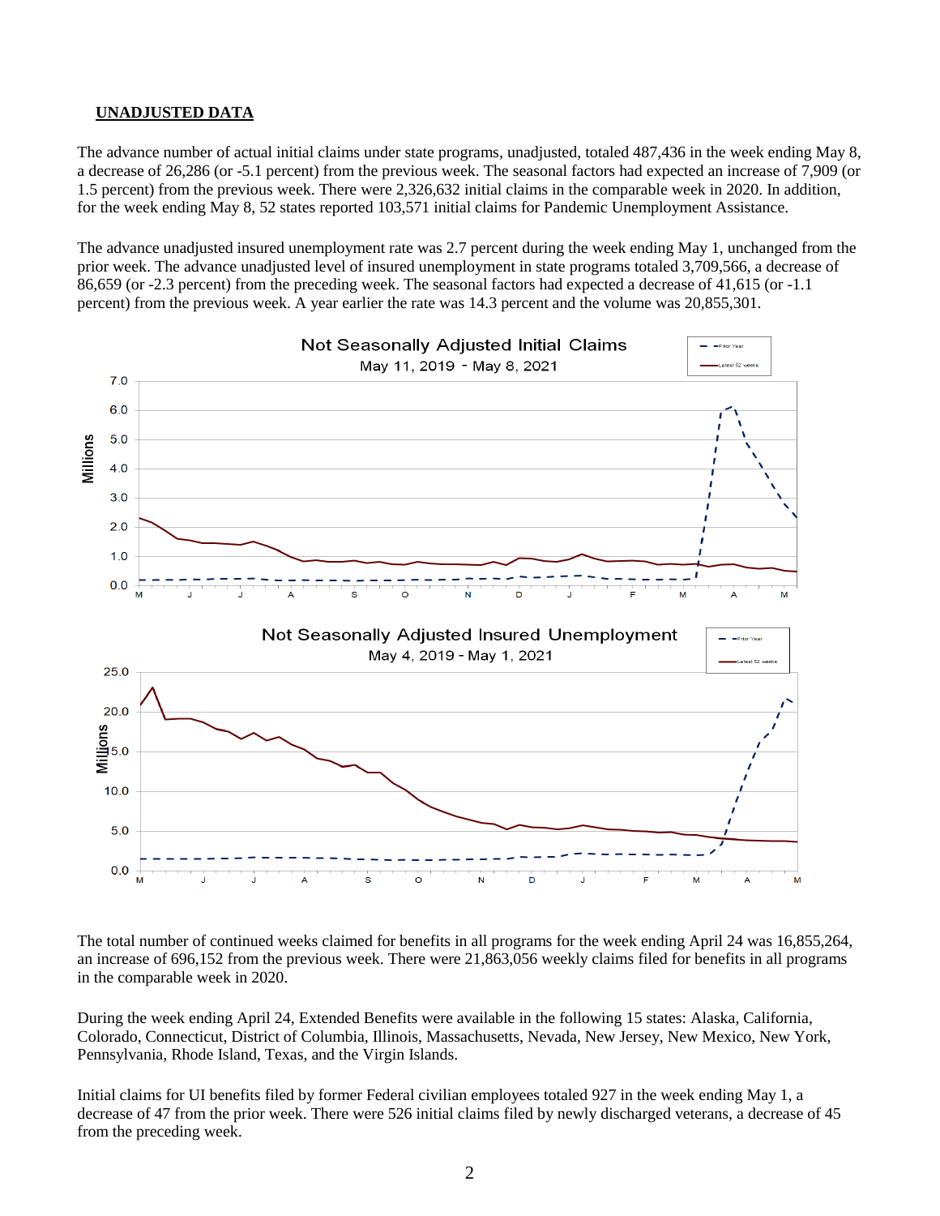**UNADJUSTED DATA**

The advance number of actual initial claims under state programs, unadjusted, totaled 487,436 in the week ending May 8, a decrease of 26,286 (or -5.1 percent) from the previous week. The seasonal factors had expected an increase of 7,909 (or 1.5 percent) from the previous week. There were 2,326,632 initial claims in the comparable week in 2020. In addition, for the week ending May 8, 52 states reported 103,571 initial claims for Pandemic Unemployment Assistance.

The advance unadjusted insured unemployment rate was 2.7 percent during the week ending May 1, unchanged from the prior week. The advance unadjusted level of insured unemployment in state programs totaled 3,709,566, a decrease of 86,659 (or -2.3 percent) from the preceding week. The seasonal factors had expected a decrease of 41,615 (or -1.1 percent) from the previous week. A year earlier the rate was 14.3 percent and the volume was 20,855,301.

The total number of continued weeks claimed for benefits in all programs for the week ending April 24 was 16,855,264, an increase of 696,152 from the previous week. There were 21,863,056 weekly claims filed for benefits in all programs in the comparable week in 2020.

During the week ending April 24, Extended Benefits were available in the following 15 states: Alaska, California, Colorado, Connecticut, District of Columbia, Illinois, Massachusetts, Nevada, New Jersey, New Mexico, New York, Pennsylvania, Rhode Island, Texas, and the Virgin Islands.

Initial claims for UI benefits filed by former Federal civilian employees totaled 927 in the week ending May 1, a decrease of 47 from the prior week. There were 526 initial claims filed by newly discharged veterans, a decrease of 45 from the preceding week.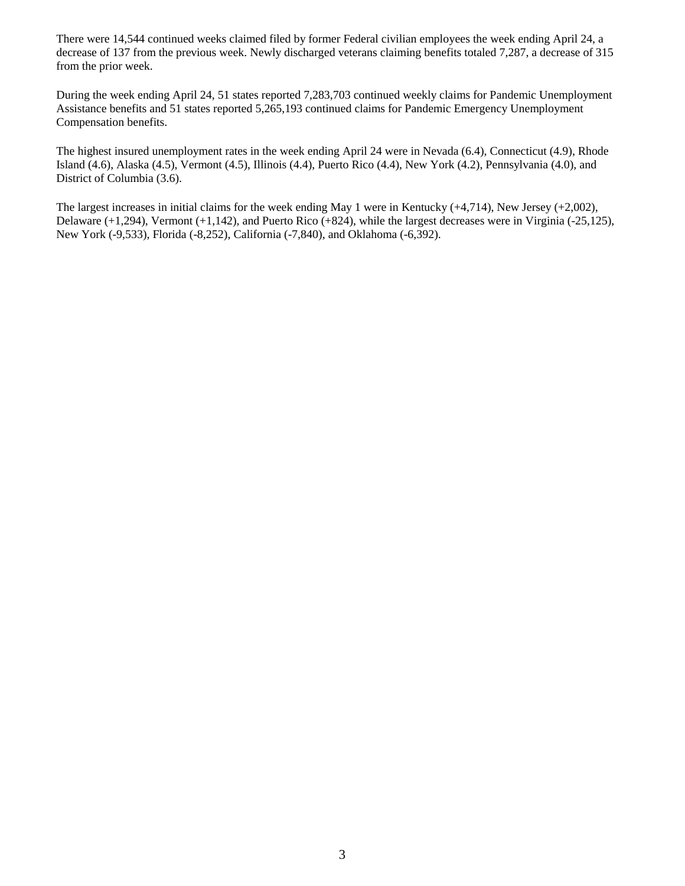There were 14,544 continued weeks claimed filed by former Federal civilian employees the week ending April 24, a decrease of 137 from the previous week. Newly discharged veterans claiming benefits totaled 7,287, a decrease of 315 from the prior week.

During the week ending April 24, 51 states reported 7,283,703 continued weekly claims for Pandemic Unemployment Assistance benefits and 51 states reported 5,265,193 continued claims for Pandemic Emergency Unemployment Compensation benefits.

The highest insured unemployment rates in the week ending April 24 were in Nevada (6.4), Connecticut (4.9), Rhode Island (4.6), Alaska (4.5), Vermont (4.5), Illinois (4.4), Puerto Rico (4.4), New York (4.2), Pennsylvania (4.0), and District of Columbia (3.6).

The largest increases in initial claims for the week ending May 1 were in Kentucky (+4,714), New Jersey (+2,002), Delaware (+1,294), Vermont (+1,142), and Puerto Rico (+824), while the largest decreases were in Virginia (-25,125), New York (-9,533), Florida (-8,252), California (-7,840), and Oklahoma (-6,392).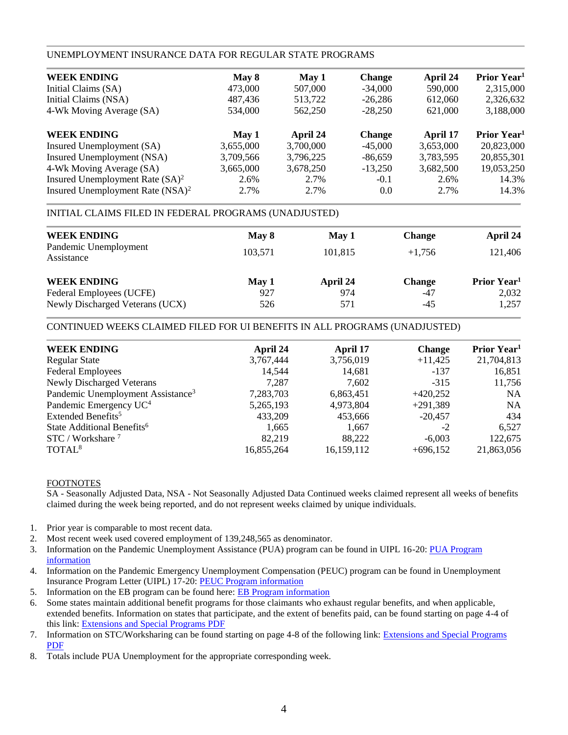## UNEMPLOYMENT INSURANCE DATA FOR REGULAR STATE PROGRAMS

| WEEK ENDING | May 8 | May 1 | Change | April 24 | Prior Year[1] |
|---|---|---|---|---|---|
| Initial Claims (SA) | 473,000 | 507,000 | -34,000 | 590,000 | 2,315,000 |
| Initial Claims (NSA) | 487,436 | 513,722 | -26,286 | 612,060 | 2,326,632 |
| 4-Wk Moving Average (SA) | 534,000 | 562,250 | -28,250 | 621,000 | 3,188,000 |

| WEEK ENDING | May 1 | April 24 | Change | April 17 | Prior Year[1] |
|---|---|---|---|---|---|
| Insured Unemployment (SA) | 3,655,000 | 3,700,000 | -45,000 | 3,653,000 | 20,823,000 |
| Insured Unemployment (NSA) | 3,709,566 | 3,796,225 | -86,659 | 3,783,595 | 20,855,301 |
| 4-Wk Moving Average (SA) | 3,665,000 | 3,678,250 | -13,250 | 3,682,500 | 19,053,250 |
| Insured Unemployment Rate (SA)[2] | 2.6% | 2.7% | -0.1 | 2.6% | 14.3% |
| Insured Unemployment Rate (NSA)[2] | 2.7% | 2.7% | 0.0 | 2.7% | 14.3% |

## INITIAL CLAIMS FILED IN FEDERAL PROGRAMS (UNADJUSTED)

| WEEK ENDING | May 8 | May 1 | Change | April 24 |
|---|---|---|---|---|
| Pandemic Unemployment Assistance | 103,571 | 101,815 | +1,756 | 121,406 |

| WEEK ENDING | May 1 | April 24 | Change | Prior Year[1] |
|---|---|---|---|---|
| Federal Employees (UCFE) | 927 | 974 | -47 | 2,032 |
| Newly Discharged Veterans (UCX) | 526 | 571 | -45 | 1,257 |

## CONTINUED WEEKS CLAIMED FILED FOR UI BENEFITS IN ALL PROGRAMS (UNADJUSTED)

| WEEK ENDING | April 24 | April 17 | Change | Prior Year[1] |
|---|---|---|---|---|
| Regular State | 3,767,444 | 3,756,019 | +11,425 | 21,704,813 |
| Federal Employees | 14,544 | 14,681 | -137 | 16,851 |
| Newly Discharged Veterans | 7,287 | 7,602 | -315 | 11,756 |
| Pandemic Unemployment Assistance[3] | 7,283,703 | 6,863,451 | +420,252 | NA |
| Pandemic Emergency UC[4] | 5,265,193 | 4,973,804 | +291,389 | NA |
| Extended Benefits[5] | 433,209 | 453,666 | -20,457 | 434 |
| State Additional Benefits[6] | 1,665 | 1,667 | -2 | 6,527 |
| STC / Workshare [7] | 82,219 | 88,222 | -6,003 | 122,675 |
| TOTAL[8] | 16,855,264 | 16,159,112 | +696,152 | 21,863,056 |

FOOTNOTES

SA - Seasonally Adjusted Data, NSA - Not Seasonally Adjusted Data Continued weeks claimed represent all weeks of benefits claimed during the week being reported, and do not represent weeks claimed by unique individuals.

1. Prior year is comparable to most recent data.
2. Most recent week used covered employment of 139,248,565 as denominator.
3. Information on the Pandemic Unemployment Assistance (PUA) program can be found in UIPL 16-20: PUA Program information
4. Information on the Pandemic Emergency Unemployment Compensation (PEUC) program can be found in Unemployment Insurance Program Letter (UIPL) 17-20: PEUC Program information
5. Information on the EB program can be found here: EB Program information
6. Some states maintain additional benefit programs for those claimants who exhaust regular benefits, and when applicable, extended benefits. Information on states that participate, and the extent of benefits paid, can be found starting on page 4-4 of this link: Extensions and Special Programs PDF
7. Information on STC/Worksharing can be found starting on page 4-8 of the following link: Extensions and Special Programs PDF
8. Totals include PUA Unemployment for the appropriate corresponding week.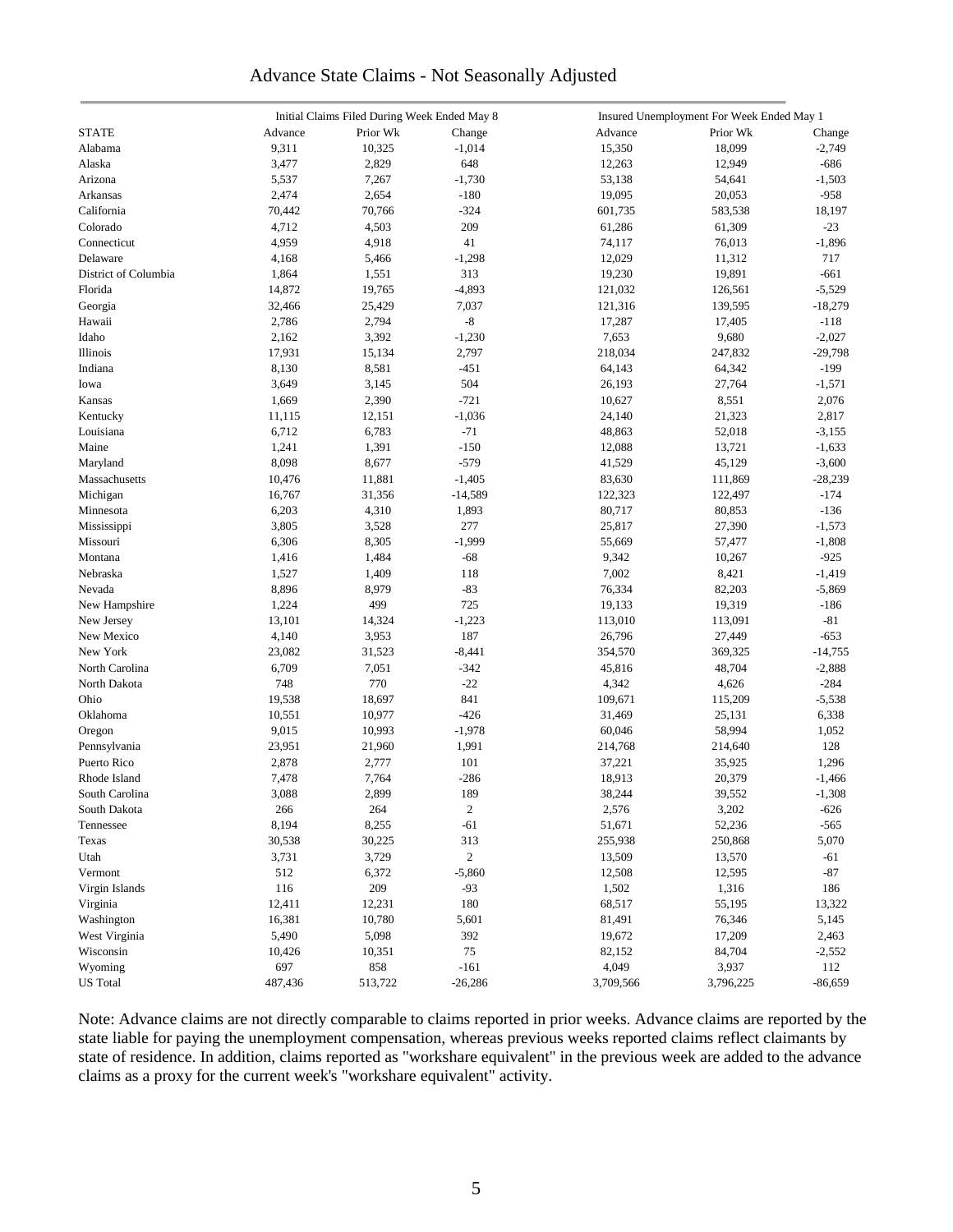# Advance State Claims - Not Seasonally Adjusted

| STATE | Initial Claims Filed During Week Ended May 8 | | | Insured Unemployment For Week Ended May 1 | | |
|---|---|---|---|---|---|---|
| | Advance | Prior Wk | Change | Advance | Prior Wk | Change |
| Alabama | 9,311 | 10,325 | -1,014 | 15,350 | 18,099 | -2,749 |
| Alaska | 3,477 | 2,829 | 648 | 12,263 | 12,949 | -686 |
| Arizona | 5,537 | 7,267 | -1,730 | 53,138 | 54,641 | -1,503 |
| Arkansas | 2,474 | 2,654 | -180 | 19,095 | 20,053 | -958 |
| California | 70,442 | 70,766 | -324 | 601,735 | 583,538 | 18,197 |
| Colorado | 4,712 | 4,503 | 209 | 61,286 | 61,309 | -23 |
| Connecticut | 4,959 | 4,918 | 41 | 74,117 | 76,013 | -1,896 |
| Delaware | 4,168 | 5,466 | -1,298 | 12,029 | 11,312 | 717 |
| District of Columbia | 1,864 | 1,551 | 313 | 19,230 | 19,891 | -661 |
| Florida | 14,872 | 19,765 | -4,893 | 121,032 | 126,561 | -5,529 |
| Georgia | 32,466 | 25,429 | 7,037 | 121,316 | 139,595 | -18,279 |
| Hawaii | 2,786 | 2,794 | -8 | 17,287 | 17,405 | -118 |
| Idaho | 2,162 | 3,392 | -1,230 | 7,653 | 9,680 | -2,027 |
| Illinois | 17,931 | 15,134 | 2,797 | 218,034 | 247,832 | -29,798 |
| Indiana | 8,130 | 8,581 | -451 | 64,143 | 64,342 | -199 |
| Iowa | 3,649 | 3,145 | 504 | 26,193 | 27,764 | -1,571 |
| Kansas | 1,669 | 2,390 | -721 | 10,627 | 8,551 | 2,076 |
| Kentucky | 11,115 | 12,151 | -1,036 | 24,140 | 21,323 | 2,817 |
| Louisiana | 6,712 | 6,783 | -71 | 48,863 | 52,018 | -3,155 |
| Maine | 1,241 | 1,391 | -150 | 12,088 | 13,721 | -1,633 |
| Maryland | 8,098 | 8,677 | -579 | 41,529 | 45,129 | -3,600 |
| Massachusetts | 10,476 | 11,881 | -1,405 | 83,630 | 111,869 | -28,239 |
| Michigan | 16,767 | 31,356 | -14,589 | 122,323 | 122,497 | -174 |
| Minnesota | 6,203 | 4,310 | 1,893 | 80,717 | 80,853 | -136 |
| Mississippi | 3,805 | 3,528 | 277 | 25,817 | 27,390 | -1,573 |
| Missouri | 6,306 | 8,305 | -1,999 | 55,669 | 57,477 | -1,808 |
| Montana | 1,416 | 1,484 | -68 | 9,342 | 10,267 | -925 |
| Nebraska | 1,527 | 1,409 | 118 | 7,002 | 8,421 | -1,419 |
| Nevada | 8,896 | 8,979 | -83 | 76,334 | 82,203 | -5,869 |
| New Hampshire | 1,224 | 499 | 725 | 19,133 | 19,319 | -186 |
| New Jersey | 13,101 | 14,324 | -1,223 | 113,010 | 113,091 | -81 |
| New Mexico | 4,140 | 3,953 | 187 | 26,796 | 27,449 | -653 |
| New York | 23,082 | 31,523 | -8,441 | 354,570 | 369,325 | -14,755 |
| North Carolina | 6,709 | 7,051 | -342 | 45,816 | 48,704 | -2,888 |
| North Dakota | 748 | 770 | -22 | 4,342 | 4,626 | -284 |
| Ohio | 19,538 | 18,697 | 841 | 109,671 | 115,209 | -5,538 |
| Oklahoma | 10,551 | 10,977 | -426 | 31,469 | 25,131 | 6,338 |
| Oregon | 9,015 | 10,993 | -1,978 | 60,046 | 58,994 | 1,052 |
| Pennsylvania | 23,951 | 21,960 | 1,991 | 214,768 | 214,640 | 128 |
| Puerto Rico | 2,878 | 2,777 | 101 | 37,221 | 35,925 | 1,296 |
| Rhode Island | 7,478 | 7,764 | -286 | 18,913 | 20,379 | -1,466 |
| South Carolina | 3,088 | 2,899 | 189 | 38,244 | 39,552 | -1,308 |
| South Dakota | 266 | 264 | 2 | 2,576 | 3,202 | -626 |
| Tennessee | 8,194 | 8,255 | -61 | 51,671 | 52,236 | -565 |
| Texas | 30,538 | 30,225 | 313 | 255,938 | 250,868 | 5,070 |
| Utah | 3,731 | 3,729 | 2 | 13,509 | 13,570 | -61 |
| Vermont | 512 | 6,372 | -5,860 | 12,508 | 12,595 | -87 |
| Virgin Islands | 116 | 209 | -93 | 1,502 | 1,316 | 186 |
| Virginia | 12,411 | 12,231 | 180 | 68,517 | 55,195 | 13,322 |
| Washington | 16,381 | 10,780 | 5,601 | 81,491 | 76,346 | 5,145 |
| West Virginia | 5,490 | 5,098 | 392 | 19,672 | 17,209 | 2,463 |
| Wisconsin | 10,426 | 10,351 | 75 | 82,152 | 84,704 | -2,552 |
| Wyoming | 697 | 858 | -161 | 4,049 | 3,937 | 112 |
| US Total | 487,436 | 513,722 | -26,286 | 3,709,566 | 3,796,225 | -86,659 |

Note: Advance claims are not directly comparable to claims reported in prior weeks. Advance claims are reported by the state liable for paying the unemployment compensation, whereas previous weeks reported claims reflect claimants by state of residence. In addition, claims reported as "workshare equivalent" in the previous week are added to the advance claims as a proxy for the current week's "workshare equivalent" activity.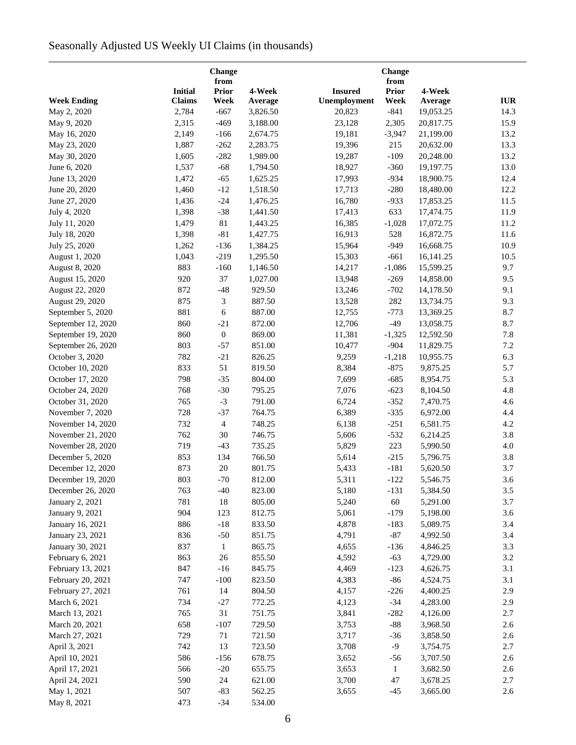Seasonally Adjusted US Weekly UI Claims (in thousands)

| Week Ending | Initial Claims | Change from Prior Week | 4-Week Average | Insured Unemployment | Change from Prior Week | 4-Week Average | IUR |
|---|---|---|---|---|---|---|---|
| May 2, 2020 | 2,784 | -667 | 3,826.50 | 20,823 | -841 | 19,053.25 | 14.3 |
| May 9, 2020 | 2,315 | -469 | 3,188.00 | 23,128 | 2,305 | 20,817.75 | 15.9 |
| May 16, 2020 | 2,149 | -166 | 2,674.75 | 19,181 | -3,947 | 21,199.00 | 13.2 |
| May 23, 2020 | 1,887 | -262 | 2,283.75 | 19,396 | 215 | 20,632.00 | 13.3 |
| May 30, 2020 | 1,605 | -282 | 1,989.00 | 19,287 | -109 | 20,248.00 | 13.2 |
| June 6, 2020 | 1,537 | -68 | 1,794.50 | 18,927 | -360 | 19,197.75 | 13.0 |
| June 13, 2020 | 1,472 | -65 | 1,625.25 | 17,993 | -934 | 18,900.75 | 12.4 |
| June 20, 2020 | 1,460 | -12 | 1,518.50 | 17,713 | -280 | 18,480.00 | 12.2 |
| June 27, 2020 | 1,436 | -24 | 1,476.25 | 16,780 | -933 | 17,853.25 | 11.5 |
| July 4, 2020 | 1,398 | -38 | 1,441.50 | 17,413 | 633 | 17,474.75 | 11.9 |
| July 11, 2020 | 1,479 | 81 | 1,443.25 | 16,385 | -1,028 | 17,072.75 | 11.2 |
| July 18, 2020 | 1,398 | -81 | 1,427.75 | 16,913 | 528 | 16,872.75 | 11.6 |
| July 25, 2020 | 1,262 | -136 | 1,384.25 | 15,964 | -949 | 16,668.75 | 10.9 |
| August 1, 2020 | 1,043 | -219 | 1,295.50 | 15,303 | -661 | 16,141.25 | 10.5 |
| August 8, 2020 | 883 | -160 | 1,146.50 | 14,217 | -1,086 | 15,599.25 | 9.7 |
| August 15, 2020 | 920 | 37 | 1,027.00 | 13,948 | -269 | 14,858.00 | 9.5 |
| August 22, 2020 | 872 | -48 | 929.50 | 13,246 | -702 | 14,178.50 | 9.1 |
| August 29, 2020 | 875 | 3 | 887.50 | 13,528 | 282 | 13,734.75 | 9.3 |
| September 5, 2020 | 881 | 6 | 887.00 | 12,755 | -773 | 13,369.25 | 8.7 |
| September 12, 2020 | 860 | -21 | 872.00 | 12,706 | -49 | 13,058.75 | 8.7 |
| September 19, 2020 | 860 | 0 | 869.00 | 11,381 | -1,325 | 12,592.50 | 7.8 |
| September 26, 2020 | 803 | -57 | 851.00 | 10,477 | -904 | 11,829.75 | 7.2 |
| October 3, 2020 | 782 | -21 | 826.25 | 9,259 | -1,218 | 10,955.75 | 6.3 |
| October 10, 2020 | 833 | 51 | 819.50 | 8,384 | -875 | 9,875.25 | 5.7 |
| October 17, 2020 | 798 | -35 | 804.00 | 7,699 | -685 | 8,954.75 | 5.3 |
| October 24, 2020 | 768 | -30 | 795.25 | 7,076 | -623 | 8,104.50 | 4.8 |
| October 31, 2020 | 765 | -3 | 791.00 | 6,724 | -352 | 7,470.75 | 4.6 |
| November 7, 2020 | 728 | -37 | 764.75 | 6,389 | -335 | 6,972.00 | 4.4 |
| November 14, 2020 | 732 | 4 | 748.25 | 6,138 | -251 | 6,581.75 | 4.2 |
| November 21, 2020 | 762 | 30 | 746.75 | 5,606 | -532 | 6,214.25 | 3.8 |
| November 28, 2020 | 719 | -43 | 735.25 | 5,829 | 223 | 5,990.50 | 4.0 |
| December 5, 2020 | 853 | 134 | 766.50 | 5,614 | -215 | 5,796.75 | 3.8 |
| December 12, 2020 | 873 | 20 | 801.75 | 5,433 | -181 | 5,620.50 | 3.7 |
| December 19, 2020 | 803 | -70 | 812.00 | 5,311 | -122 | 5,546.75 | 3.6 |
| December 26, 2020 | 763 | -40 | 823.00 | 5,180 | -131 | 5,384.50 | 3.5 |
| January 2, 2021 | 781 | 18 | 805.00 | 5,240 | 60 | 5,291.00 | 3.7 |
| January 9, 2021 | 904 | 123 | 812.75 | 5,061 | -179 | 5,198.00 | 3.6 |
| January 16, 2021 | 886 | -18 | 833.50 | 4,878 | -183 | 5,089.75 | 3.4 |
| January 23, 2021 | 836 | -50 | 851.75 | 4,791 | -87 | 4,992.50 | 3.4 |
| January 30, 2021 | 837 | 1 | 865.75 | 4,655 | -136 | 4,846.25 | 3.3 |
| February 6, 2021 | 863 | 26 | 855.50 | 4,592 | -63 | 4,729.00 | 3.2 |
| February 13, 2021 | 847 | -16 | 845.75 | 4,469 | -123 | 4,626.75 | 3.1 |
| February 20, 2021 | 747 | -100 | 823.50 | 4,383 | -86 | 4,524.75 | 3.1 |
| February 27, 2021 | 761 | 14 | 804.50 | 4,157 | -226 | 4,400.25 | 2.9 |
| March 6, 2021 | 734 | -27 | 772.25 | 4,123 | -34 | 4,283.00 | 2.9 |
| March 13, 2021 | 765 | 31 | 751.75 | 3,841 | -282 | 4,126.00 | 2.7 |
| March 20, 2021 | 658 | -107 | 729.50 | 3,753 | -88 | 3,968.50 | 2.6 |
| March 27, 2021 | 729 | 71 | 721.50 | 3,717 | -36 | 3,858.50 | 2.6 |
| April 3, 2021 | 742 | 13 | 723.50 | 3,708 | -9 | 3,754.75 | 2.7 |
| April 10, 2021 | 586 | -156 | 678.75 | 3,652 | -56 | 3,707.50 | 2.6 |
| April 17, 2021 | 566 | -20 | 655.75 | 3,653 | 1 | 3,682.50 | 2.6 |
| April 24, 2021 | 590 | 24 | 621.00 | 3,700 | 47 | 3,678.25 | 2.7 |
| May 1, 2021 | 507 | -83 | 562.25 | 3,655 | -45 | 3,665.00 | 2.6 |
| May 8, 2021 | 473 | -34 | 534.00 | | | | |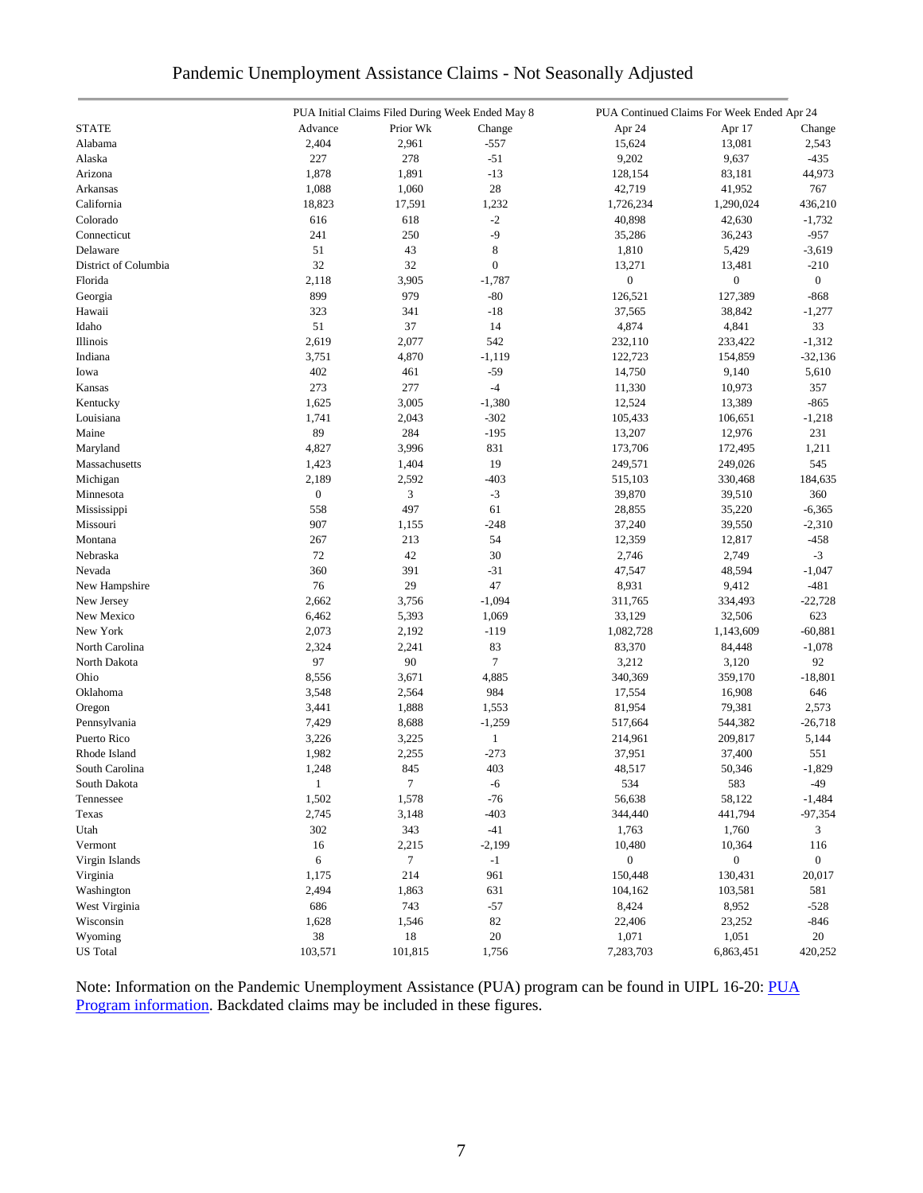# Pandemic Unemployment Assistance Claims - Not Seasonally Adjusted

| | PUA Initial Claims Filed During Week Ended May 8 | | | PUA Continued Claims For Week Ended Apr 24 | | |
|---|---|---|---|---|---|---|
| STATE | Advance | Prior Wk | Change | Apr 24 | Apr 17 | Change |
| Alabama | 2,404 | 2,961 | -557 | 15,624 | 13,081 | 2,543 |
| Alaska | 227 | 278 | -51 | 9,202 | 9,637 | -435 |
| Arizona | 1,878 | 1,891 | -13 | 128,154 | 83,181 | 44,973 |
| Arkansas | 1,088 | 1,060 | 28 | 42,719 | 41,952 | 767 |
| California | 18,823 | 17,591 | 1,232 | 1,726,234 | 1,290,024 | 436,210 |
| Colorado | 616 | 618 | -2 | 40,898 | 42,630 | -1,732 |
| Connecticut | 241 | 250 | -9 | 35,286 | 36,243 | -957 |
| Delaware | 51 | 43 | 8 | 1,810 | 5,429 | -3,619 |
| District of Columbia | 32 | 32 | 0 | 13,271 | 13,481 | -210 |
| Florida | 2,118 | 3,905 | -1,787 | 0 | 0 | 0 |
| Georgia | 899 | 979 | -80 | 126,521 | 127,389 | -868 |
| Hawaii | 323 | 341 | -18 | 37,565 | 38,842 | -1,277 |
| Idaho | 51 | 37 | 14 | 4,874 | 4,841 | 33 |
| Illinois | 2,619 | 2,077 | 542 | 232,110 | 233,422 | -1,312 |
| Indiana | 3,751 | 4,870 | -1,119 | 122,723 | 154,859 | -32,136 |
| Iowa | 402 | 461 | -59 | 14,750 | 9,140 | 5,610 |
| Kansas | 273 | 277 | -4 | 11,330 | 10,973 | 357 |
| Kentucky | 1,625 | 3,005 | -1,380 | 12,524 | 13,389 | -865 |
| Louisiana | 1,741 | 2,043 | -302 | 105,433 | 106,651 | -1,218 |
| Maine | 89 | 284 | -195 | 13,207 | 12,976 | 231 |
| Maryland | 4,827 | 3,996 | 831 | 173,706 | 172,495 | 1,211 |
| Massachusetts | 1,423 | 1,404 | 19 | 249,571 | 249,026 | 545 |
| Michigan | 2,189 | 2,592 | -403 | 515,103 | 330,468 | 184,635 |
| Minnesota | 0 | 3 | -3 | 39,870 | 39,510 | 360 |
| Mississippi | 558 | 497 | 61 | 28,855 | 35,220 | -6,365 |
| Missouri | 907 | 1,155 | -248 | 37,240 | 39,550 | -2,310 |
| Montana | 267 | 213 | 54 | 12,359 | 12,817 | -458 |
| Nebraska | 72 | 42 | 30 | 2,746 | 2,749 | -3 |
| Nevada | 360 | 391 | -31 | 47,547 | 48,594 | -1,047 |
| New Hampshire | 76 | 29 | 47 | 8,931 | 9,412 | -481 |
| New Jersey | 2,662 | 3,756 | -1,094 | 311,765 | 334,493 | -22,728 |
| New Mexico | 6,462 | 5,393 | 1,069 | 33,129 | 32,506 | 623 |
| New York | 2,073 | 2,192 | -119 | 1,082,728 | 1,143,609 | -60,881 |
| North Carolina | 2,324 | 2,241 | 83 | 83,370 | 84,448 | -1,078 |
| North Dakota | 97 | 90 | 7 | 3,212 | 3,120 | 92 |
| Ohio | 8,556 | 3,671 | 4,885 | 340,369 | 359,170 | -18,801 |
| Oklahoma | 3,548 | 2,564 | 984 | 17,554 | 16,908 | 646 |
| Oregon | 3,441 | 1,888 | 1,553 | 81,954 | 79,381 | 2,573 |
| Pennsylvania | 7,429 | 8,688 | -1,259 | 517,664 | 544,382 | -26,718 |
| Puerto Rico | 3,226 | 3,225 | 1 | 214,961 | 209,817 | 5,144 |
| Rhode Island | 1,982 | 2,255 | -273 | 37,951 | 37,400 | 551 |
| South Carolina | 1,248 | 845 | 403 | 48,517 | 50,346 | -1,829 |
| South Dakota | 1 | 7 | -6 | 534 | 583 | -49 |
| Tennessee | 1,502 | 1,578 | -76 | 56,638 | 58,122 | -1,484 |
| Texas | 2,745 | 3,148 | -403 | 344,440 | 441,794 | -97,354 |
| Utah | 302 | 343 | -41 | 1,763 | 1,760 | 3 |
| Vermont | 16 | 2,215 | -2,199 | 10,480 | 10,364 | 116 |
| Virgin Islands | 6 | 7 | -1 | 0 | 0 | 0 |
| Virginia | 1,175 | 214 | 961 | 150,448 | 130,431 | 20,017 |
| Washington | 2,494 | 1,863 | 631 | 104,162 | 103,581 | 581 |
| West Virginia | 686 | 743 | -57 | 8,424 | 8,952 | -528 |
| Wisconsin | 1,628 | 1,546 | 82 | 22,406 | 23,252 | -846 |
| Wyoming | 38 | 18 | 20 | 1,071 | 1,051 | 20 |
| US Total | 103,571 | 101,815 | 1,756 | 7,283,703 | 6,863,451 | 420,252 |

Note: Information on the Pandemic Unemployment Assistance (PUA) program can be found in UIPL 16-20: PUA Program information. Backdated claims may be included in these figures.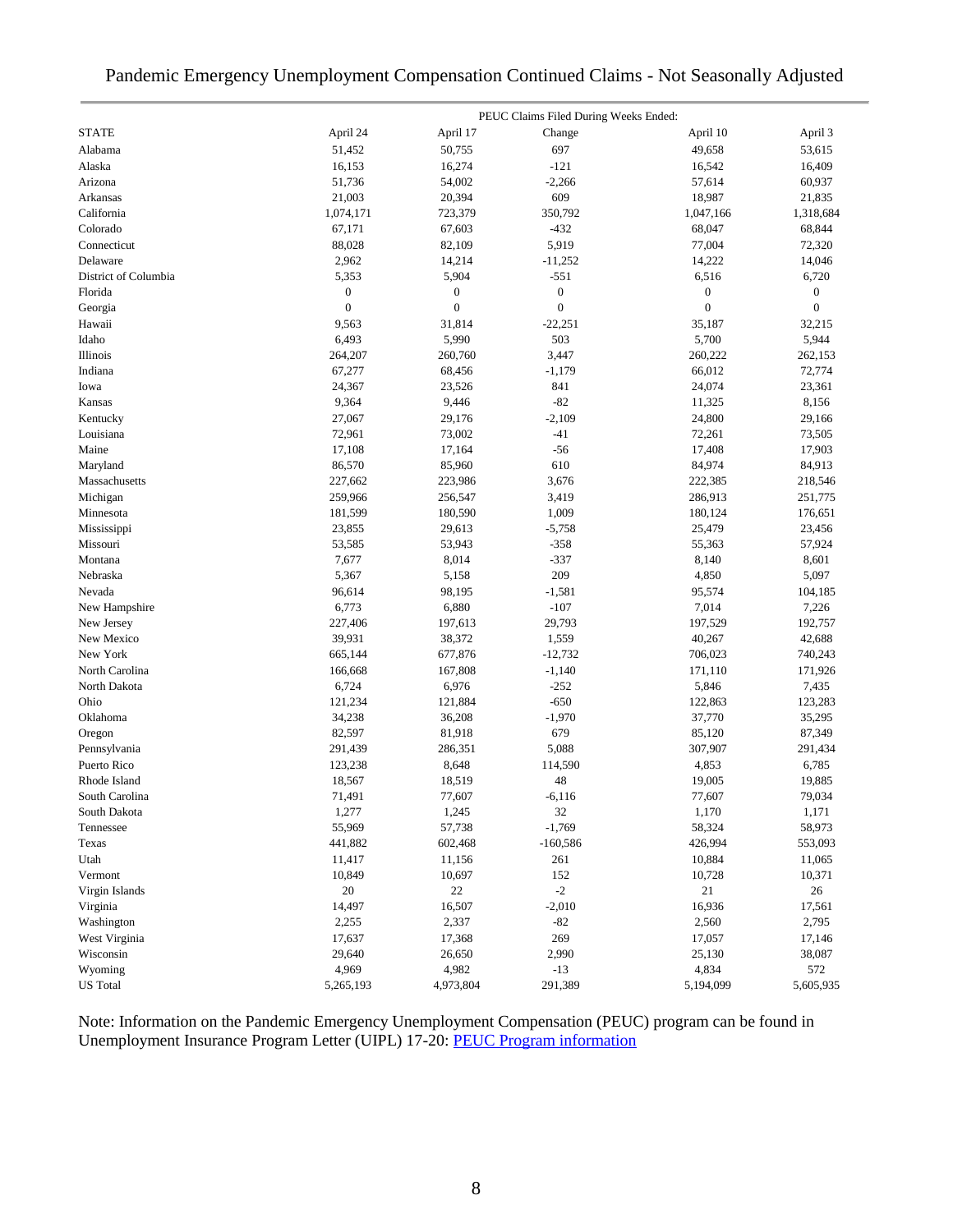# Pandemic Emergency Unemployment Compensation Continued Claims - Not Seasonally Adjusted

| | PEUC Claims Filed During Weeks Ended: | | | | |
|---|---|---|---|---|---|
| STATE | April 24 | April 17 | Change | April 10 | April 3 |
| Alabama | 51,452 | 50,755 | 697 | 49,658 | 53,615 |
| Alaska | 16,153 | 16,274 | -121 | 16,542 | 16,409 |
| Arizona | 51,736 | 54,002 | -2,266 | 57,614 | 60,937 |
| Arkansas | 21,003 | 20,394 | 609 | 18,987 | 21,835 |
| California | 1,074,171 | 723,379 | 350,792 | 1,047,166 | 1,318,684 |
| Colorado | 67,171 | 67,603 | -432 | 68,047 | 68,844 |
| Connecticut | 88,028 | 82,109 | 5,919 | 77,004 | 72,320 |
| Delaware | 2,962 | 14,214 | -11,252 | 14,222 | 14,046 |
| District of Columbia | 5,353 | 5,904 | -551 | 6,516 | 6,720 |
| Florida | 0 | 0 | 0 | 0 | 0 |
| Georgia | 0 | 0 | 0 | 0 | 0 |
| Hawaii | 9,563 | 31,814 | -22,251 | 35,187 | 32,215 |
| Idaho | 6,493 | 5,990 | 503 | 5,700 | 5,944 |
| Illinois | 264,207 | 260,760 | 3,447 | 260,222 | 262,153 |
| Indiana | 67,277 | 68,456 | -1,179 | 66,012 | 72,774 |
| Iowa | 24,367 | 23,526 | 841 | 24,074 | 23,361 |
| Kansas | 9,364 | 9,446 | -82 | 11,325 | 8,156 |
| Kentucky | 27,067 | 29,176 | -2,109 | 24,800 | 29,166 |
| Louisiana | 72,961 | 73,002 | -41 | 72,261 | 73,505 |
| Maine | 17,108 | 17,164 | -56 | 17,408 | 17,903 |
| Maryland | 86,570 | 85,960 | 610 | 84,974 | 84,913 |
| Massachusetts | 227,662 | 223,986 | 3,676 | 222,385 | 218,546 |
| Michigan | 259,966 | 256,547 | 3,419 | 286,913 | 251,775 |
| Minnesota | 181,599 | 180,590 | 1,009 | 180,124 | 176,651 |
| Mississippi | 23,855 | 29,613 | -5,758 | 25,479 | 23,456 |
| Missouri | 53,585 | 53,943 | -358 | 55,363 | 57,924 |
| Montana | 7,677 | 8,014 | -337 | 8,140 | 8,601 |
| Nebraska | 5,367 | 5,158 | 209 | 4,850 | 5,097 |
| Nevada | 96,614 | 98,195 | -1,581 | 95,574 | 104,185 |
| New Hampshire | 6,773 | 6,880 | -107 | 7,014 | 7,226 |
| New Jersey | 227,406 | 197,613 | 29,793 | 197,529 | 192,757 |
| New Mexico | 39,931 | 38,372 | 1,559 | 40,267 | 42,688 |
| New York | 665,144 | 677,876 | -12,732 | 706,023 | 740,243 |
| North Carolina | 166,668 | 167,808 | -1,140 | 171,110 | 171,926 |
| North Dakota | 6,724 | 6,976 | -252 | 5,846 | 7,435 |
| Ohio | 121,234 | 121,884 | -650 | 122,863 | 123,283 |
| Oklahoma | 34,238 | 36,208 | -1,970 | 37,770 | 35,295 |
| Oregon | 82,597 | 81,918 | 679 | 85,120 | 87,349 |
| Pennsylvania | 291,439 | 286,351 | 5,088 | 307,907 | 291,434 |
| Puerto Rico | 123,238 | 8,648 | 114,590 | 4,853 | 6,785 |
| Rhode Island | 18,567 | 18,519 | 48 | 19,005 | 19,885 |
| South Carolina | 71,491 | 77,607 | -6,116 | 77,607 | 79,034 |
| South Dakota | 1,277 | 1,245 | 32 | 1,170 | 1,171 |
| Tennessee | 55,969 | 57,738 | -1,769 | 58,324 | 58,973 |
| Texas | 441,882 | 602,468 | -160,586 | 426,994 | 553,093 |
| Utah | 11,417 | 11,156 | 261 | 10,884 | 11,065 |
| Vermont | 10,849 | 10,697 | 152 | 10,728 | 10,371 |
| Virgin Islands | 20 | 22 | -2 | 21 | 26 |
| Virginia | 14,497 | 16,507 | -2,010 | 16,936 | 17,561 |
| Washington | 2,255 | 2,337 | -82 | 2,560 | 2,795 |
| West Virginia | 17,637 | 17,368 | 269 | 17,057 | 17,146 |
| Wisconsin | 29,640 | 26,650 | 2,990 | 25,130 | 38,087 |
| Wyoming | 4,969 | 4,982 | -13 | 4,834 | 572 |
| US Total | 5,265,193 | 4,973,804 | 291,389 | 5,194,099 | 5,605,935 |

Note: Information on the Pandemic Emergency Unemployment Compensation (PEUC) program can be found in Unemployment Insurance Program Letter (UIPL) 17-20: PEUC Program information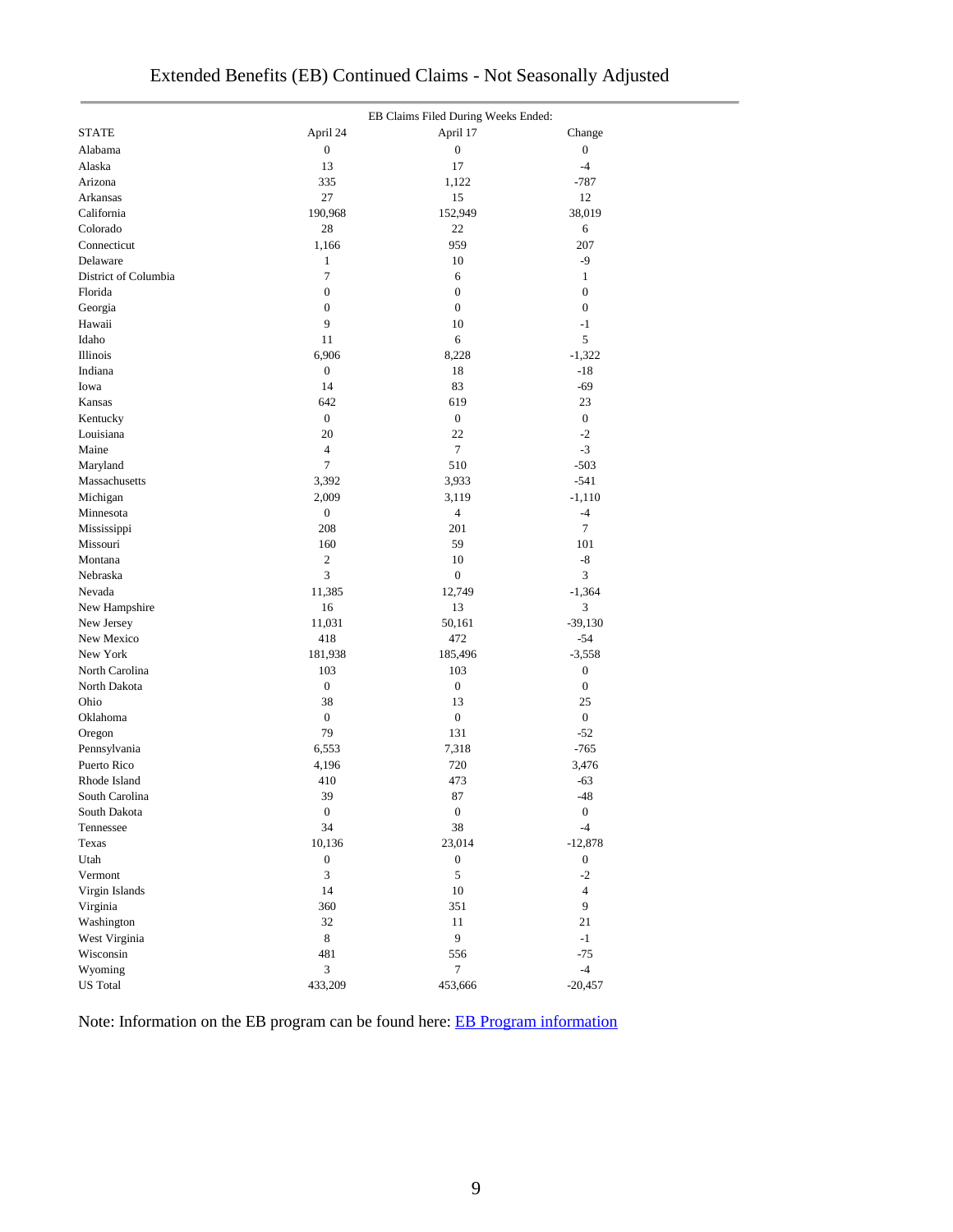# Extended Benefits (EB) Continued Claims - Not Seasonally Adjusted

| STATE | EB Claims Filed During Weeks Ended: April 24 | April 17 | Change |
|---|---|---|---|
| Alabama | 0 | 0 | 0 |
| Alaska | 13 | 17 | -4 |
| Arizona | 335 | 1,122 | -787 |
| Arkansas | 27 | 15 | 12 |
| California | 190,968 | 152,949 | 38,019 |
| Colorado | 28 | 22 | 6 |
| Connecticut | 1,166 | 959 | 207 |
| Delaware | 1 | 10 | -9 |
| District of Columbia | 7 | 6 | 1 |
| Florida | 0 | 0 | 0 |
| Georgia | 0 | 0 | 0 |
| Hawaii | 9 | 10 | -1 |
| Idaho | 11 | 6 | 5 |
| Illinois | 6,906 | 8,228 | -1,322 |
| Indiana | 0 | 18 | -18 |
| Iowa | 14 | 83 | -69 |
| Kansas | 642 | 619 | 23 |
| Kentucky | 0 | 0 | 0 |
| Louisiana | 20 | 22 | -2 |
| Maine | 4 | 7 | -3 |
| Maryland | 7 | 510 | -503 |
| Massachusetts | 3,392 | 3,933 | -541 |
| Michigan | 2,009 | 3,119 | -1,110 |
| Minnesota | 0 | 4 | -4 |
| Mississippi | 208 | 201 | 7 |
| Missouri | 160 | 59 | 101 |
| Montana | 2 | 10 | -8 |
| Nebraska | 3 | 0 | 3 |
| Nevada | 11,385 | 12,749 | -1,364 |
| New Hampshire | 16 | 13 | 3 |
| New Jersey | 11,031 | 50,161 | -39,130 |
| New Mexico | 418 | 472 | -54 |
| New York | 181,938 | 185,496 | -3,558 |
| North Carolina | 103 | 103 | 0 |
| North Dakota | 0 | 0 | 0 |
| Ohio | 38 | 13 | 25 |
| Oklahoma | 0 | 0 | 0 |
| Oregon | 79 | 131 | -52 |
| Pennsylvania | 6,553 | 7,318 | -765 |
| Puerto Rico | 4,196 | 720 | 3,476 |
| Rhode Island | 410 | 473 | -63 |
| South Carolina | 39 | 87 | -48 |
| South Dakota | 0 | 0 | 0 |
| Tennessee | 34 | 38 | -4 |
| Texas | 10,136 | 23,014 | -12,878 |
| Utah | 0 | 0 | 0 |
| Vermont | 3 | 5 | -2 |
| Virgin Islands | 14 | 10 | 4 |
| Virginia | 360 | 351 | 9 |
| Washington | 32 | 11 | 21 |
| West Virginia | 8 | 9 | -1 |
| Wisconsin | 481 | 556 | -75 |
| Wyoming | 3 | 7 | -4 |
| US Total | 433,209 | 453,666 | -20,457 |

Note: Information on the EB program can be found here: EB Program information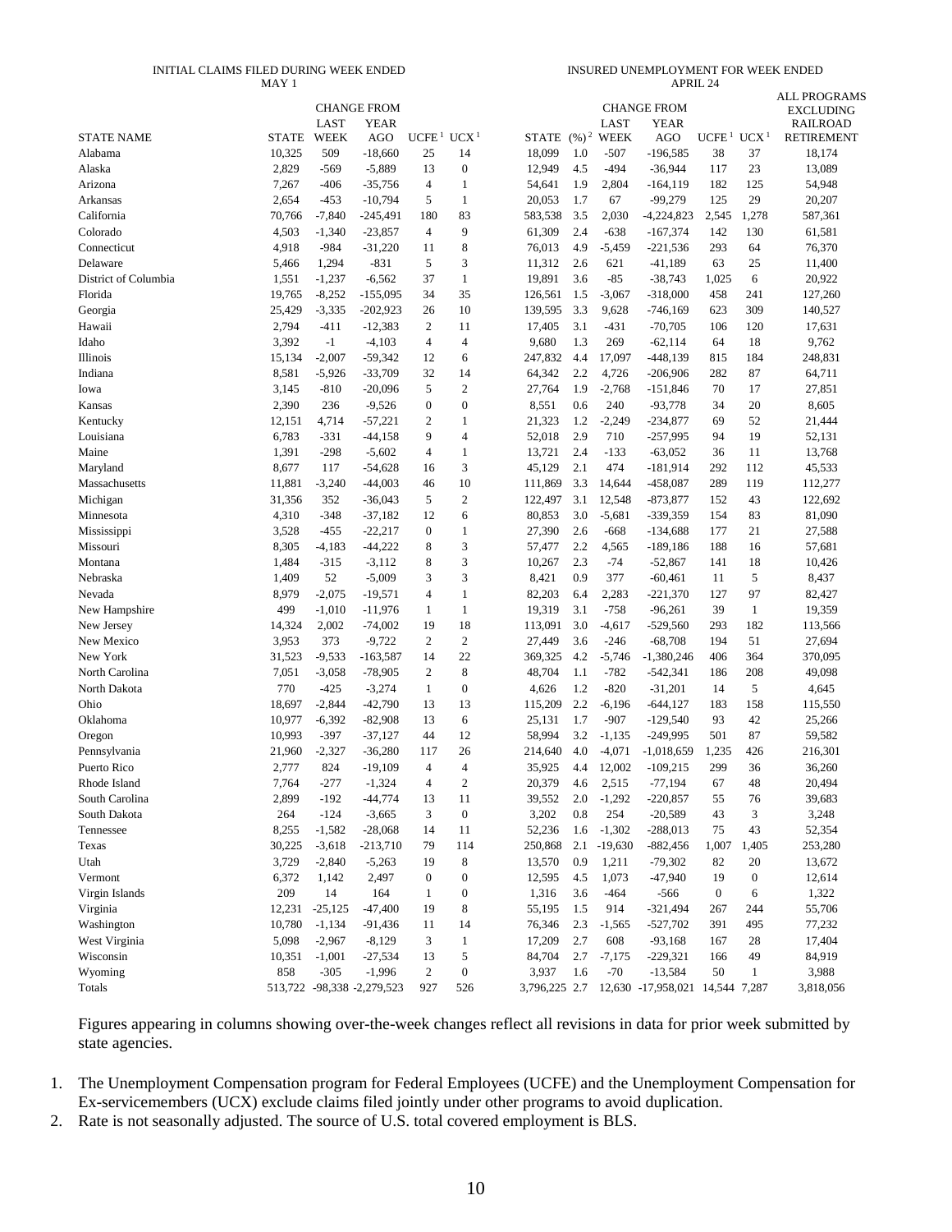| STATE NAME | INITIAL CLAIMS FILED DURING WEEK ENDED MAY 1 | | | | | INSURED UNEMPLOYMENT FOR WEEK ENDED APRIL 24 | | | | | | ALL PROGRAMS EXCLUDING RAILROAD RETIREMENT |
|---|---|---|---|---|---|---|---|---|---|---|---|---|
| | STATE | CHANGE FROM LAST WEEK | CHANGE FROM YEAR AGO | UCFE [1] | UCX [1] | STATE | (%) [2] | CHANGE FROM LAST WEEK | CHANGE FROM YEAR AGO | UCFE [1] | UCX [1] | |
| Alabama | 10,325 | 509 | -18,660 | 25 | 14 | 18,099 | 1.0 | -507 | -196,585 | 38 | 37 | 18,174 |
| Alaska | 2,829 | -569 | -5,889 | 13 | 0 | 12,949 | 4.5 | -494 | -36,944 | 117 | 23 | 13,089 |
| Arizona | 7,267 | -406 | -35,756 | 4 | 1 | 54,641 | 1.9 | 2,804 | -164,119 | 182 | 125 | 54,948 |
| Arkansas | 2,654 | -453 | -10,794 | 5 | 1 | 20,053 | 1.7 | 67 | -99,279 | 125 | 29 | 20,207 |
| California | 70,766 | -7,840 | -245,491 | 180 | 83 | 583,538 | 3.5 | 2,030 | -4,224,823 | 2,545 | 1,278 | 587,361 |
| Colorado | 4,503 | -1,340 | -23,857 | 4 | 9 | 61,309 | 2.4 | -638 | -167,374 | 142 | 130 | 61,581 |
| Connecticut | 4,918 | -984 | -31,220 | 11 | 8 | 76,013 | 4.9 | -5,459 | -221,536 | 293 | 64 | 76,370 |
| Delaware | 5,466 | 1,294 | -831 | 5 | 3 | 11,312 | 2.6 | 621 | -41,189 | 63 | 25 | 11,400 |
| District of Columbia | 1,551 | -1,237 | -6,562 | 37 | 1 | 19,891 | 3.6 | -85 | -38,743 | 1,025 | 6 | 20,922 |
| Florida | 19,765 | -8,252 | -155,095 | 34 | 35 | 126,561 | 1.5 | -3,067 | -318,000 | 458 | 241 | 127,260 |
| Georgia | 25,429 | -3,335 | -202,923 | 26 | 10 | 139,595 | 3.3 | 9,628 | -746,169 | 623 | 309 | 140,527 |
| Hawaii | 2,794 | -411 | -12,383 | 2 | 11 | 17,405 | 3.1 | -431 | -70,705 | 106 | 120 | 17,631 |
| Idaho | 3,392 | -1 | -4,103 | 4 | 4 | 9,680 | 1.3 | 269 | -62,114 | 64 | 18 | 9,762 |
| Illinois | 15,134 | -2,007 | -59,342 | 12 | 6 | 247,832 | 4.4 | 17,097 | -448,139 | 815 | 184 | 248,831 |
| Indiana | 8,581 | -5,926 | -33,709 | 32 | 14 | 64,342 | 2.2 | 4,726 | -206,906 | 282 | 87 | 64,711 |
| Iowa | 3,145 | -810 | -20,096 | 5 | 2 | 27,764 | 1.9 | -2,768 | -151,846 | 70 | 17 | 27,851 |
| Kansas | 2,390 | 236 | -9,526 | 0 | 0 | 8,551 | 0.6 | 240 | -93,778 | 34 | 20 | 8,605 |
| Kentucky | 12,151 | 4,714 | -57,221 | 2 | 1 | 21,323 | 1.2 | -2,249 | -234,877 | 69 | 52 | 21,444 |
| Louisiana | 6,783 | -331 | -44,158 | 9 | 4 | 52,018 | 2.9 | 710 | -257,995 | 94 | 19 | 52,131 |
| Maine | 1,391 | -298 | -5,602 | 4 | 1 | 13,721 | 2.4 | -133 | -63,052 | 36 | 11 | 13,768 |
| Maryland | 8,677 | 117 | -54,628 | 16 | 3 | 45,129 | 2.1 | 474 | -181,914 | 292 | 112 | 45,533 |
| Massachusetts | 11,881 | -3,240 | -44,003 | 46 | 10 | 111,869 | 3.3 | 14,644 | -458,087 | 289 | 119 | 112,277 |
| Michigan | 31,356 | 352 | -36,043 | 5 | 2 | 122,497 | 3.1 | 12,548 | -873,877 | 152 | 43 | 122,692 |
| Minnesota | 4,310 | -348 | -37,182 | 12 | 6 | 80,853 | 3.0 | -5,681 | -339,359 | 154 | 83 | 81,090 |
| Mississippi | 3,528 | -455 | -22,217 | 0 | 1 | 27,390 | 2.6 | -668 | -134,688 | 177 | 21 | 27,588 |
| Missouri | 8,305 | -4,183 | -44,222 | 8 | 3 | 57,477 | 2.2 | 4,565 | -189,186 | 188 | 16 | 57,681 |
| Montana | 1,484 | -315 | -3,112 | 8 | 3 | 10,267 | 2.3 | -74 | -52,867 | 141 | 18 | 10,426 |
| Nebraska | 1,409 | 52 | -5,009 | 3 | 3 | 8,421 | 0.9 | 377 | -60,461 | 11 | 5 | 8,437 |
| Nevada | 8,979 | -2,075 | -19,571 | 4 | 1 | 82,203 | 6.4 | 2,283 | -221,370 | 127 | 97 | 82,427 |
| New Hampshire | 499 | -1,010 | -11,976 | 1 | 1 | 19,319 | 3.1 | -758 | -96,261 | 39 | 1 | 19,359 |
| New Jersey | 14,324 | 2,002 | -74,002 | 19 | 18 | 113,091 | 3.0 | -4,617 | -529,560 | 293 | 182 | 113,566 |
| New Mexico | 3,953 | 373 | -9,722 | 2 | 2 | 27,449 | 3.6 | -246 | -68,708 | 194 | 51 | 27,694 |
| New York | 31,523 | -9,533 | -163,587 | 14 | 22 | 369,325 | 4.2 | -5,746 | -1,380,246 | 406 | 364 | 370,095 |
| North Carolina | 7,051 | -3,058 | -78,905 | 2 | 8 | 48,704 | 1.1 | -782 | -542,341 | 186 | 208 | 49,098 |
| North Dakota | 770 | -425 | -3,274 | 1 | 0 | 4,626 | 1.2 | -820 | -31,201 | 14 | 5 | 4,645 |
| Ohio | 18,697 | -2,844 | -42,790 | 13 | 13 | 115,209 | 2.2 | -6,196 | -644,127 | 183 | 158 | 115,550 |
| Oklahoma | 10,977 | -6,392 | -82,908 | 13 | 6 | 25,131 | 1.7 | -907 | -129,540 | 93 | 42 | 25,266 |
| Oregon | 10,993 | -397 | -37,127 | 44 | 12 | 58,994 | 3.2 | -1,135 | -249,995 | 501 | 87 | 59,582 |
| Pennsylvania | 21,960 | -2,327 | -36,280 | 117 | 26 | 214,640 | 4.0 | -4,071 | -1,018,659 | 1,235 | 426 | 216,301 |
| Puerto Rico | 2,777 | 824 | -19,109 | 4 | 4 | 35,925 | 4.4 | 12,002 | -109,215 | 299 | 36 | 36,260 |
| Rhode Island | 7,764 | -277 | -1,324 | 4 | 2 | 20,379 | 4.6 | 2,515 | -77,194 | 67 | 48 | 20,494 |
| South Carolina | 2,899 | -192 | -44,774 | 13 | 11 | 39,552 | 2.0 | -1,292 | -220,857 | 55 | 76 | 39,683 |
| South Dakota | 264 | -124 | -3,665 | 3 | 0 | 3,202 | 0.8 | 254 | -20,589 | 43 | 3 | 3,248 |
| Tennessee | 8,255 | -1,582 | -28,068 | 14 | 11 | 52,236 | 1.6 | -1,302 | -288,013 | 75 | 43 | 52,354 |
| Texas | 30,225 | -3,618 | -213,710 | 79 | 114 | 250,868 | 2.1 | -19,630 | -882,456 | 1,007 | 1,405 | 253,280 |
| Utah | 3,729 | -2,840 | -5,263 | 19 | 8 | 13,570 | 0.9 | 1,211 | -79,302 | 82 | 20 | 13,672 |
| Vermont | 6,372 | 1,142 | 2,497 | 0 | 0 | 12,595 | 4.5 | 1,073 | -47,940 | 19 | 0 | 12,614 |
| Virgin Islands | 209 | 14 | 164 | 1 | 0 | 1,316 | 3.6 | -464 | -566 | 0 | 6 | 1,322 |
| Virginia | 12,231 | -25,125 | -47,400 | 19 | 8 | 55,195 | 1.5 | 914 | -321,494 | 267 | 244 | 55,706 |
| Washington | 10,780 | -1,134 | -91,436 | 11 | 14 | 76,346 | 2.3 | -1,565 | -527,702 | 391 | 495 | 77,232 |
| West Virginia | 5,098 | -2,967 | -8,129 | 3 | 1 | 17,209 | 2.7 | 608 | -93,168 | 167 | 28 | 17,404 |
| Wisconsin | 10,351 | -1,001 | -27,534 | 13 | 5 | 84,704 | 2.7 | -7,175 | -229,321 | 166 | 49 | 84,919 |
| Wyoming | 858 | -305 | -1,996 | 2 | 0 | 3,937 | 1.6 | -70 | -13,584 | 50 | 1 | 3,988 |
| Totals | 513,722 | -98,338 | -2,279,523 | 927 | 526 | 3,796,225 | 2.7 | 12,630 | -17,958,021 | 14,544 | 7,287 | 3,818,056 |

Figures appearing in columns showing over-the-week changes reflect all revisions in data for prior week submitted by state agencies.

1. The Unemployment Compensation program for Federal Employees (UCFE) and the Unemployment Compensation for Ex-servicemembers (UCX) exclude claims filed jointly under other programs to avoid duplication.
2. Rate is not seasonally adjusted. The source of U.S. total covered employment is BLS.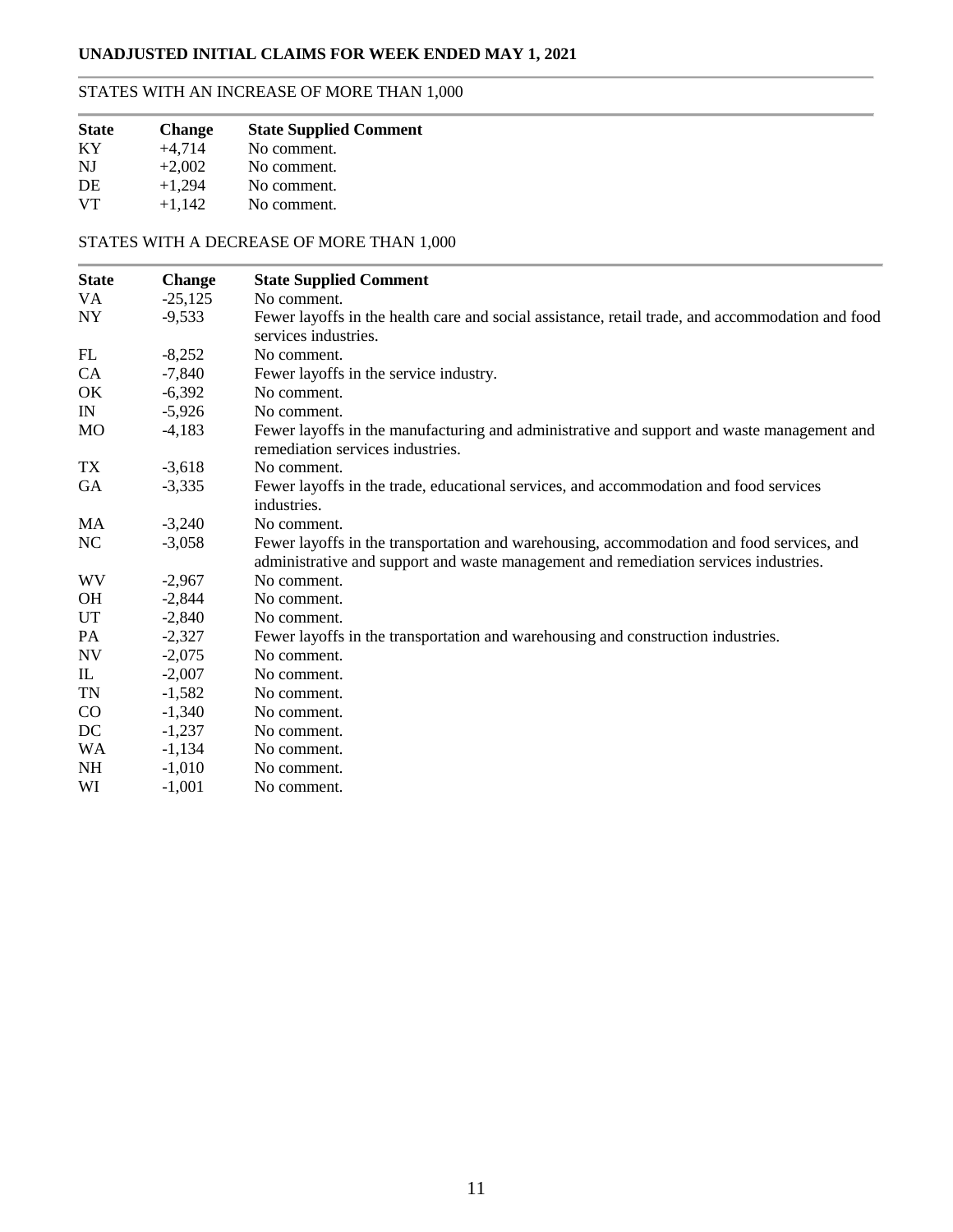# UNADJUSTED INITIAL CLAIMS FOR WEEK ENDED MAY 1, 2021

## STATES WITH AN INCREASE OF MORE THAN 1,000

| State | Change | State Supplied Comment |
|---|---|---|
| KY | +4,714 | No comment. |
| NJ | +2,002 | No comment. |
| DE | +1,294 | No comment. |
| VT | +1,142 | No comment. |

## STATES WITH A DECREASE OF MORE THAN 1,000

| State | Change | State Supplied Comment |
|---|---|---|
| VA | -25,125 | No comment. |
| NY | -9,533 | Fewer layoffs in the health care and social assistance, retail trade, and accommodation and food services industries. |
| FL | -8,252 | No comment. |
| CA | -7,840 | Fewer layoffs in the service industry. |
| OK | -6,392 | No comment. |
| IN | -5,926 | No comment. |
| MO | -4,183 | Fewer layoffs in the manufacturing and administrative and support and waste management and remediation services industries. |
| TX | -3,618 | No comment. |
| GA | -3,335 | Fewer layoffs in the trade, educational services, and accommodation and food services industries. |
| MA | -3,240 | No comment. |
| NC | -3,058 | Fewer layoffs in the transportation and warehousing, accommodation and food services, and administrative and support and waste management and remediation services industries. |
| WV | -2,967 | No comment. |
| OH | -2,844 | No comment. |
| UT | -2,840 | No comment. |
| PA | -2,327 | Fewer layoffs in the transportation and warehousing and construction industries. |
| NV | -2,075 | No comment. |
| IL | -2,007 | No comment. |
| TN | -1,582 | No comment. |
| CO | -1,340 | No comment. |
| DC | -1,237 | No comment. |
| WA | -1,134 | No comment. |
| NH | -1,010 | No comment. |
| WI | -1,001 | No comment. |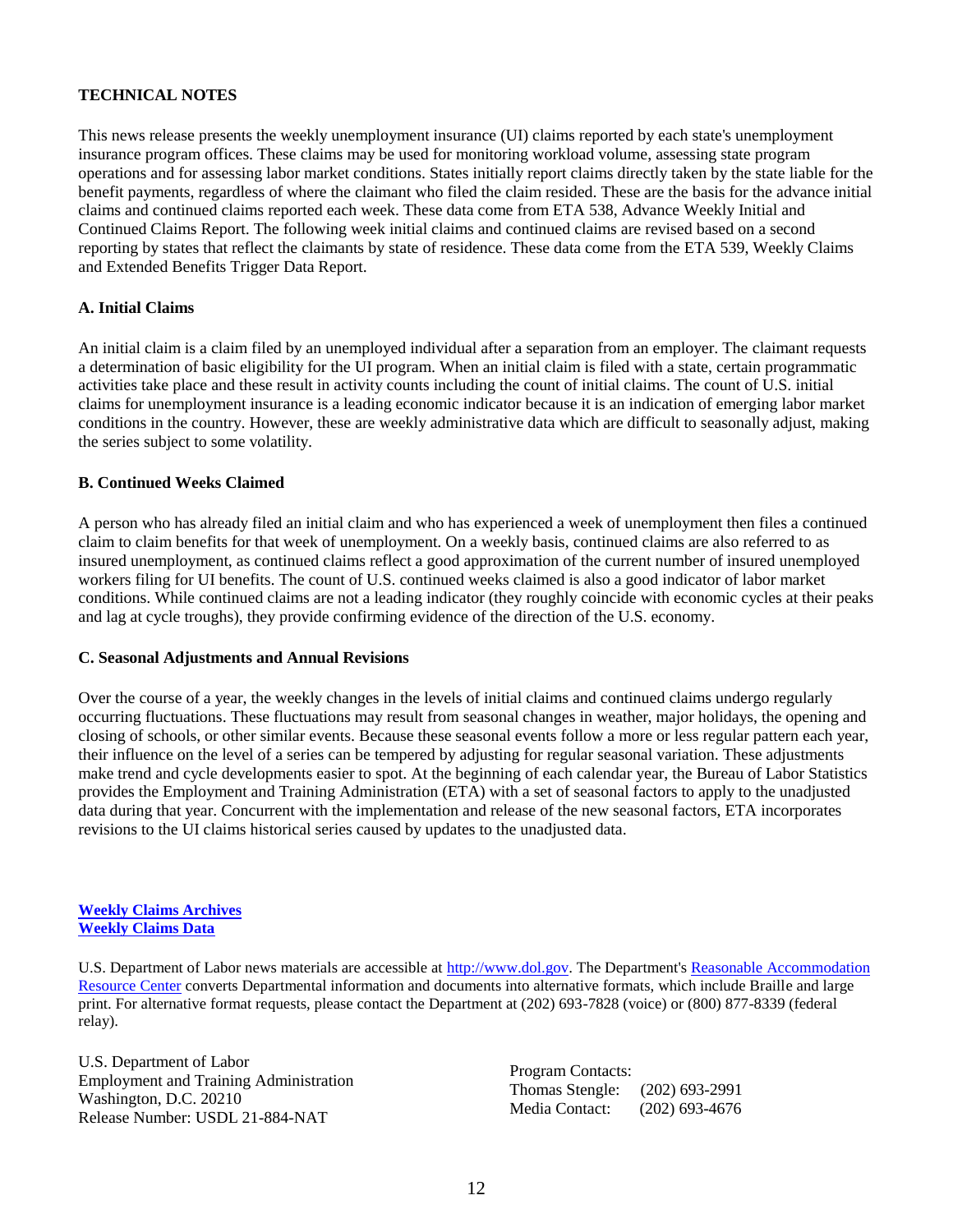**TECHNICAL NOTES**

This news release presents the weekly unemployment insurance (UI) claims reported by each state's unemployment insurance program offices. These claims may be used for monitoring workload volume, assessing state program operations and for assessing labor market conditions. States initially report claims directly taken by the state liable for the benefit payments, regardless of where the claimant who filed the claim resided. These are the basis for the advance initial claims and continued claims reported each week. These data come from ETA 538, Advance Weekly Initial and Continued Claims Report. The following week initial claims and continued claims are revised based on a second reporting by states that reflect the claimants by state of residence. These data come from the ETA 539, Weekly Claims and Extended Benefits Trigger Data Report.

**A. Initial Claims**

An initial claim is a claim filed by an unemployed individual after a separation from an employer. The claimant requests a determination of basic eligibility for the UI program. When an initial claim is filed with a state, certain programmatic activities take place and these result in activity counts including the count of initial claims. The count of U.S. initial claims for unemployment insurance is a leading economic indicator because it is an indication of emerging labor market conditions in the country. However, these are weekly administrative data which are difficult to seasonally adjust, making the series subject to some volatility.

**B. Continued Weeks Claimed**

A person who has already filed an initial claim and who has experienced a week of unemployment then files a continued claim to claim benefits for that week of unemployment. On a weekly basis, continued claims are also referred to as insured unemployment, as continued claims reflect a good approximation of the current number of insured unemployed workers filing for UI benefits. The count of U.S. continued weeks claimed is also a good indicator of labor market conditions. While continued claims are not a leading indicator (they roughly coincide with economic cycles at their peaks and lag at cycle troughs), they provide confirming evidence of the direction of the U.S. economy.

**C. Seasonal Adjustments and Annual Revisions**

Over the course of a year, the weekly changes in the levels of initial claims and continued claims undergo regularly occurring fluctuations. These fluctuations may result from seasonal changes in weather, major holidays, the opening and closing of schools, or other similar events. Because these seasonal events follow a more or less regular pattern each year, their influence on the level of a series can be tempered by adjusting for regular seasonal variation. These adjustments make trend and cycle developments easier to spot. At the beginning of each calendar year, the Bureau of Labor Statistics provides the Employment and Training Administration (ETA) with a set of seasonal factors to apply to the unadjusted data during that year. Concurrent with the implementation and release of the new seasonal factors, ETA incorporates revisions to the UI claims historical series caused by updates to the unadjusted data.

**Weekly Claims Archives**
**Weekly Claims Data**

U.S. Department of Labor news materials are accessible at http://www.dol.gov. The Department's Reasonable Accommodation Resource Center converts Departmental information and documents into alternative formats, which include Braille and large print. For alternative format requests, please contact the Department at (202) 693-7828 (voice) or (800) 877-8339 (federal relay).

U.S. Department of Labor
Employment and Training Administration
Washington, D.C. 20210
Release Number: USDL 21-884-NAT

Program Contacts:
Thomas Stengle: (202) 693-2991
Media Contact: (202) 693-4676